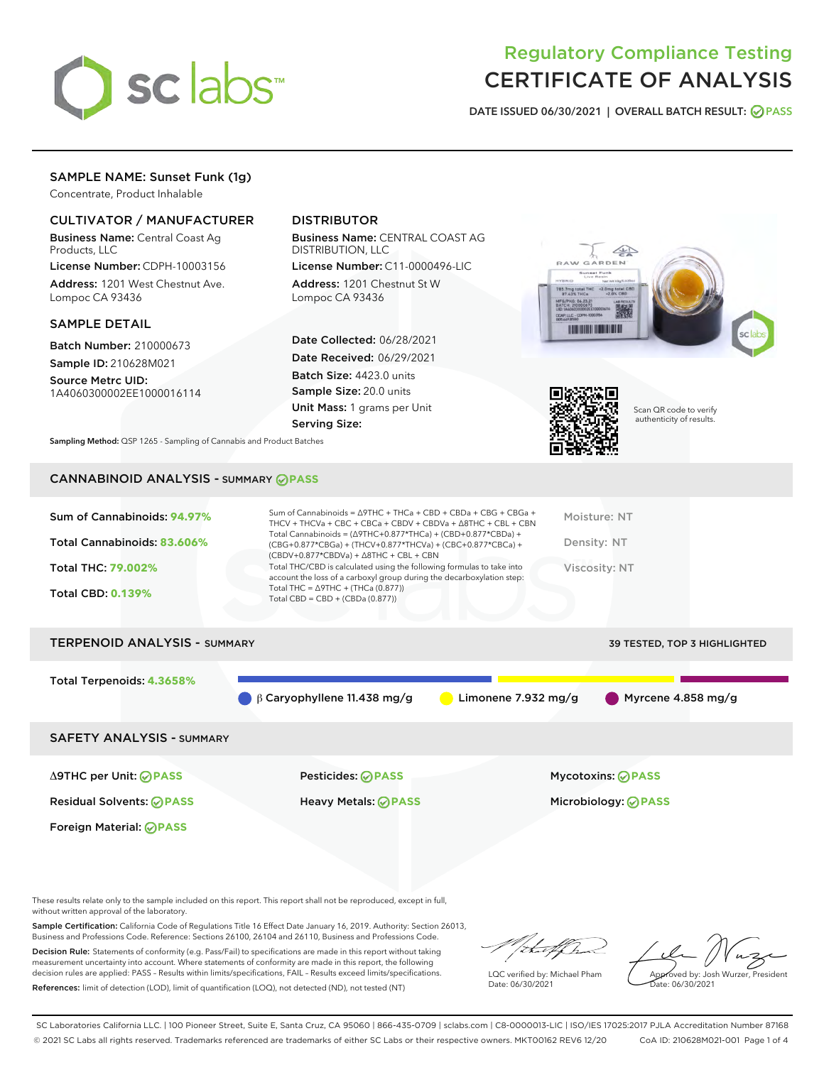# Regulatory Compliance Testing
# CERTIFICATE OF ANALYSIS

DATE ISSUED 06/30/2021 | OVERALL BATCH RESULT: PASS

## SAMPLE NAME: Sunset Funk (1g)

Concentrate, Product Inhalable

### CULTIVATOR / MANUFACTURER

**Business Name:** Central Coast Ag Products, LLC

**License Number:** CDPH-10003156

**Address:** 1201 West Chestnut Ave. Lompoc CA 93436

### DISTRIBUTOR

**Business Name:** CENTRAL COAST AG DISTRIBUTION, LLC

**License Number:** C11-0000496-LIC

**Address:** 1201 Chestnut St W Lompoc CA 93436

### SAMPLE DETAIL

**Batch Number:** 210000673

**Sample ID:** 210628M021

**Source Metrc UID:** 1A4060300002EE1000016114

**Date Collected:** 06/28/2021

**Date Received:** 06/29/2021

**Batch Size:** 4423.0 units

**Sample Size:** 20.0 units

**Unit Mass:** 1 grams per Unit

**Serving Size:**

Scan QR code to verify authenticity of results.

**Sampling Method:** QSP 1265 - Sampling of Cannabis and Product Batches

## CANNABINOID ANALYSIS - SUMMARY PASS

**Sum of Cannabinoids:** 94.97%

**Total Cannabinoids:** 83.606%

**Total THC:** 79.002%

**Total CBD:** 0.139%

Sum of Cannabinoids = Δ9THC + THCa + CBD + CBDa + CBG + CBGa + THCV + THCVa + CBC + CBCa + CBDV + CBDVa + Δ8THC + CBL + CBN

Total Cannabinoids = (Δ9THC+0.877*THCa) + (CBD+0.877*CBDa) + (CBG+0.877*CBGa) + (THCV+0.877*THCVa) + (CBC+0.877*CBCa) + (CBDV+0.877*CBDVa) + Δ8THC + CBL + CBN

Total THC/CBD is calculated using the following formulas to take into account the loss of a carboxyl group during the decarboxylation step:

Total THC = Δ9THC + (THCa (0.877))

Total CBD = CBD + (CBDa (0.877))

Moisture: NT

Density: NT

Viscosity: NT

## TERPENOID ANALYSIS - SUMMARY

39 TESTED, TOP 3 HIGHLIGHTED

**Total Terpenoids:** 4.3658%

β Caryophyllene 11.438 mg/g

Limonene 7.932 mg/g

Myrcene 4.858 mg/g

## SAFETY ANALYSIS - SUMMARY

| | | |
|---|---|---|
| Δ9THC per Unit: PASS | Pesticides: PASS | Mycotoxins: PASS |
| Residual Solvents: PASS | Heavy Metals: PASS | Microbiology: PASS |
| Foreign Material: PASS | | |

These results relate only to the sample included on this report. This report shall not be reproduced, except in full, without written approval of the laboratory.

**Sample Certification:** California Code of Regulations Title 16 Effect Date January 16, 2019. Authority: Section 26013, Business and Professions Code. Reference: Sections 26100, 26104 and 26110, Business and Professions Code.

**Decision Rule:** Statements of conformity (e.g. Pass/Fail) to specifications are made in this report without taking measurement uncertainty into account. Where statements of conformity are made in this report, the following decision rules are applied: PASS – Results within limits/specifications, FAIL – Results exceed limits/specifications.

**References:** limit of detection (LOD), limit of quantification (LOQ), not detected (ND), not tested (NT)

LQC verified by: Michael Pham
Date: 06/30/2021

Approved by: Josh Wurzer, President
Date: 06/30/2021

SC Laboratories California LLC. | 100 Pioneer Street, Suite E, Santa Cruz, CA 95060 | 866-435-0709 | sclabs.com | C8-0000013-LIC | ISO/IES 17025:2017 PJLA Accreditation Number 87168
© 2021 SC Labs all rights reserved. Trademarks referenced are trademarks of either SC Labs or their respective owners. MKT00162 REV6 12/20 CoA ID: 210628M021-001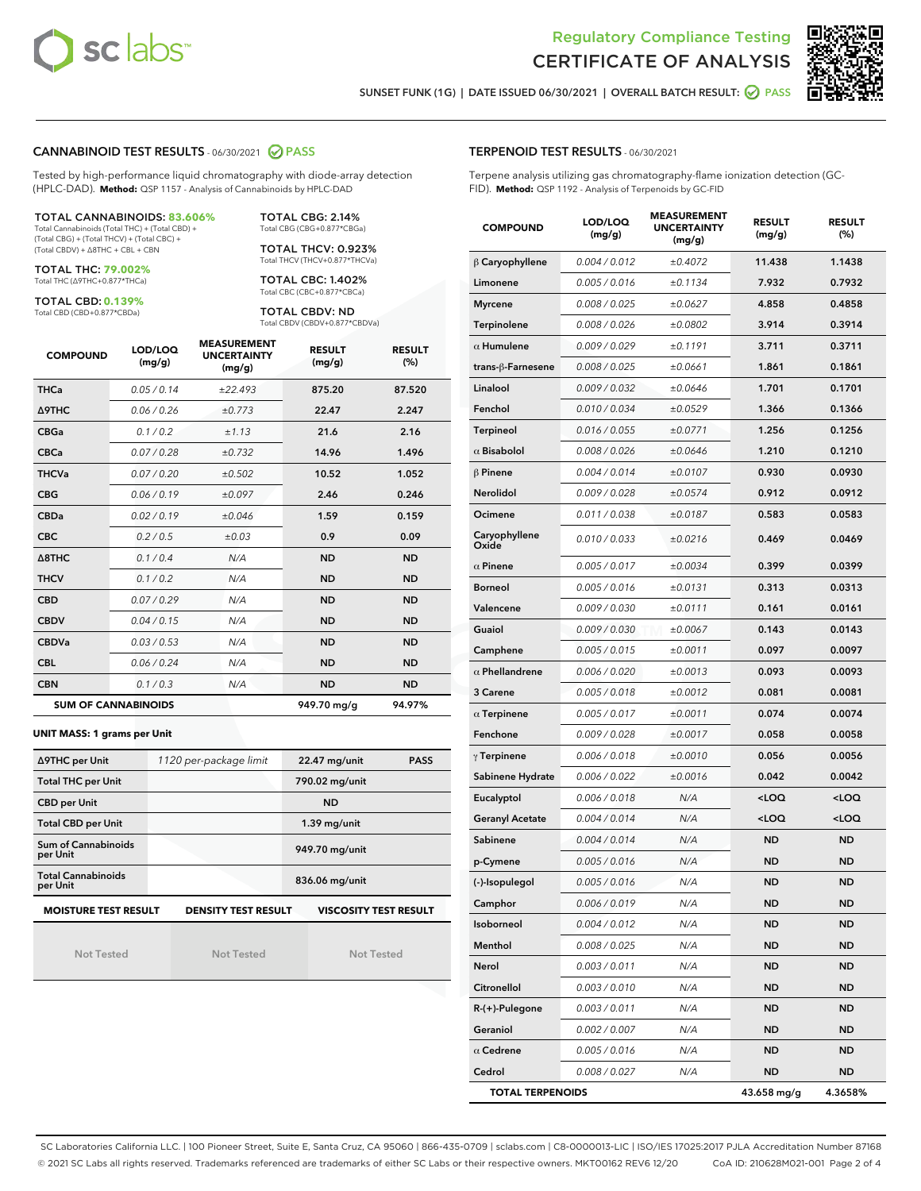Regulatory Compliance Testing
# CERTIFICATE OF ANALYSIS

SUNSET FUNK (1G) | DATE ISSUED 06/30/2021 | OVERALL BATCH RESULT: PASS

## CANNABINOID TEST RESULTS - 06/30/2021 PASS

Tested by high-performance liquid chromatography with diode-array detection (HPLC-DAD). **Method:** QSP 1157 - Analysis of Cannabinoids by HPLC-DAD

**TOTAL CANNABINOIDS: 83.606%**
Total Cannabinoids (Total THC) + (Total CBD) + (Total CBG) + (Total THCV) + (Total CBC) + (Total CBDV) + Δ8THC + CBL + CBN

**TOTAL THC: 79.002%**
Total THC (Δ9THC+0.877*THCa)

**TOTAL CBD: 0.139%**
Total CBD (CBD+0.877*CBDa)

**TOTAL CBG: 2.14%**
Total CBG (CBG+0.877*CBGa)

**TOTAL THCV: 0.923%**
Total THCV (THCV+0.877*THCVa)

**TOTAL CBC: 1.402%**
Total CBC (CBC+0.877*CBCa)

**TOTAL CBDV: ND**
Total CBDV (CBDV+0.877*CBDVa)

| COMPOUND | LOD/LOQ (mg/g) | MEASUREMENT UNCERTAINTY (mg/g) | RESULT (mg/g) | RESULT (%) |
|---|---|---|---|---|
| THCa | 0.05 / 0.14 | ±22.493 | 875.20 | 87.520 |
| Δ9THC | 0.06 / 0.26 | ±0.773 | 22.47 | 2.247 |
| CBGa | 0.1 / 0.2 | ±1.13 | 21.6 | 2.16 |
| CBCa | 0.07 / 0.28 | ±0.732 | 14.96 | 1.496 |
| THCVa | 0.07 / 0.20 | ±0.502 | 10.52 | 1.052 |
| CBG | 0.06 / 0.19 | ±0.097 | 2.46 | 0.246 |
| CBDa | 0.02 / 0.19 | ±0.046 | 1.59 | 0.159 |
| CBC | 0.2 / 0.5 | ±0.03 | 0.9 | 0.09 |
| Δ8THC | 0.1 / 0.4 | N/A | ND | ND |
| THCV | 0.1 / 0.2 | N/A | ND | ND |
| CBD | 0.07 / 0.29 | N/A | ND | ND |
| CBDV | 0.04 / 0.15 | N/A | ND | ND |
| CBDVa | 0.03 / 0.53 | N/A | ND | ND |
| CBL | 0.06 / 0.24 | N/A | ND | ND |
| CBN | 0.1 / 0.3 | N/A | ND | ND |
| **SUM OF CANNABINOIDS** | | | 949.70 mg/g | 94.97% |

**UNIT MASS: 1 grams per Unit**

| | | | |
|---|---|---|---|
| Δ9THC per Unit | 1120 per-package limit | 22.47 mg/unit | PASS |
| Total THC per Unit | | 790.02 mg/unit | |
| CBD per Unit | | ND | |
| Total CBD per Unit | | 1.39 mg/unit | |
| Sum of Cannabinoids per Unit | | 949.70 mg/unit | |
| Total Cannabinoids per Unit | | 836.06 mg/unit | |

| MOISTURE TEST RESULT | DENSITY TEST RESULT | VISCOSITY TEST RESULT |
|---|---|---|
| Not Tested | Not Tested | Not Tested |

## TERPENOID TEST RESULTS - 06/30/2021

Terpene analysis utilizing gas chromatography-flame ionization detection (GC-FID). **Method:** QSP 1192 - Analysis of Terpenoids by GC-FID

| COMPOUND | LOD/LOQ (mg/g) | MEASUREMENT UNCERTAINTY (mg/g) | RESULT (mg/g) | RESULT (%) |
|---|---|---|---|---|
| β Caryophyllene | 0.004 / 0.012 | ±0.4072 | 11.438 | 1.1438 |
| Limonene | 0.005 / 0.016 | ±0.1134 | 7.932 | 0.7932 |
| Myrcene | 0.008 / 0.025 | ±0.0627 | 4.858 | 0.4858 |
| Terpinolene | 0.008 / 0.026 | ±0.0802 | 3.914 | 0.3914 |
| α Humulene | 0.009 / 0.029 | ±0.1191 | 3.711 | 0.3711 |
| trans-β-Farnesene | 0.008 / 0.025 | ±0.0661 | 1.861 | 0.1861 |
| Linalool | 0.009 / 0.032 | ±0.0646 | 1.701 | 0.1701 |
| Fenchol | 0.010 / 0.034 | ±0.0529 | 1.366 | 0.1366 |
| Terpineol | 0.016 / 0.055 | ±0.0771 | 1.256 | 0.1256 |
| α Bisabolol | 0.008 / 0.026 | ±0.0646 | 1.210 | 0.1210 |
| β Pinene | 0.004 / 0.014 | ±0.0107 | 0.930 | 0.0930 |
| Nerolidol | 0.009 / 0.028 | ±0.0574 | 0.912 | 0.0912 |
| Ocimene | 0.011 / 0.038 | ±0.0187 | 0.583 | 0.0583 |
| Caryophyllene Oxide | 0.010 / 0.033 | ±0.0216 | 0.469 | 0.0469 |
| α Pinene | 0.005 / 0.017 | ±0.0034 | 0.399 | 0.0399 |
| Borneol | 0.005 / 0.016 | ±0.0131 | 0.313 | 0.0313 |
| Valencene | 0.009 / 0.030 | ±0.0111 | 0.161 | 0.0161 |
| Guaiol | 0.009 / 0.030 | ±0.0067 | 0.143 | 0.0143 |
| Camphene | 0.005 / 0.015 | ±0.0011 | 0.097 | 0.0097 |
| α Phellandrene | 0.006 / 0.020 | ±0.0013 | 0.093 | 0.0093 |
| 3 Carene | 0.005 / 0.018 | ±0.0012 | 0.081 | 0.0081 |
| α Terpinene | 0.005 / 0.017 | ±0.0011 | 0.074 | 0.0074 |
| Fenchone | 0.009 / 0.028 | ±0.0017 | 0.058 | 0.0058 |
| γ Terpinene | 0.006 / 0.018 | ±0.0010 | 0.056 | 0.0056 |
| Sabinene Hydrate | 0.006 / 0.022 | ±0.0016 | 0.042 | 0.0042 |
| Eucalyptol | 0.006 / 0.018 | N/A | <LOQ | <LOQ |
| Geranyl Acetate | 0.004 / 0.014 | N/A | <LOQ | <LOQ |
| Sabinene | 0.004 / 0.014 | N/A | ND | ND |
| p-Cymene | 0.005 / 0.016 | N/A | ND | ND |
| (-)-Isopulegol | 0.005 / 0.016 | N/A | ND | ND |
| Camphor | 0.006 / 0.019 | N/A | ND | ND |
| Isoborneol | 0.004 / 0.012 | N/A | ND | ND |
| Menthol | 0.008 / 0.025 | N/A | ND | ND |
| Nerol | 0.003 / 0.011 | N/A | ND | ND |
| Citronellol | 0.003 / 0.010 | N/A | ND | ND |
| R-(+)-Pulegone | 0.003 / 0.011 | N/A | ND | ND |
| Geraniol | 0.002 / 0.007 | N/A | ND | ND |
| α Cedrene | 0.005 / 0.016 | N/A | ND | ND |
| Cedrol | 0.008 / 0.027 | N/A | ND | ND |
| **TOTAL TERPENOIDS** | | | 43.658 mg/g | 4.3658% |

SC Laboratories California LLC. | 100 Pioneer Street, Suite E, Santa Cruz, CA 95060 | 866-435-0709 | sclabs.com | C8-0000013-LIC | ISO/IES 17025:2017 PJLA Accreditation Number 87168
© 2021 SC Labs all rights reserved. Trademarks referenced are trademarks of either SC Labs or their respective owners. MKT00162 REV6 12/20 CoA ID: 210628M021-001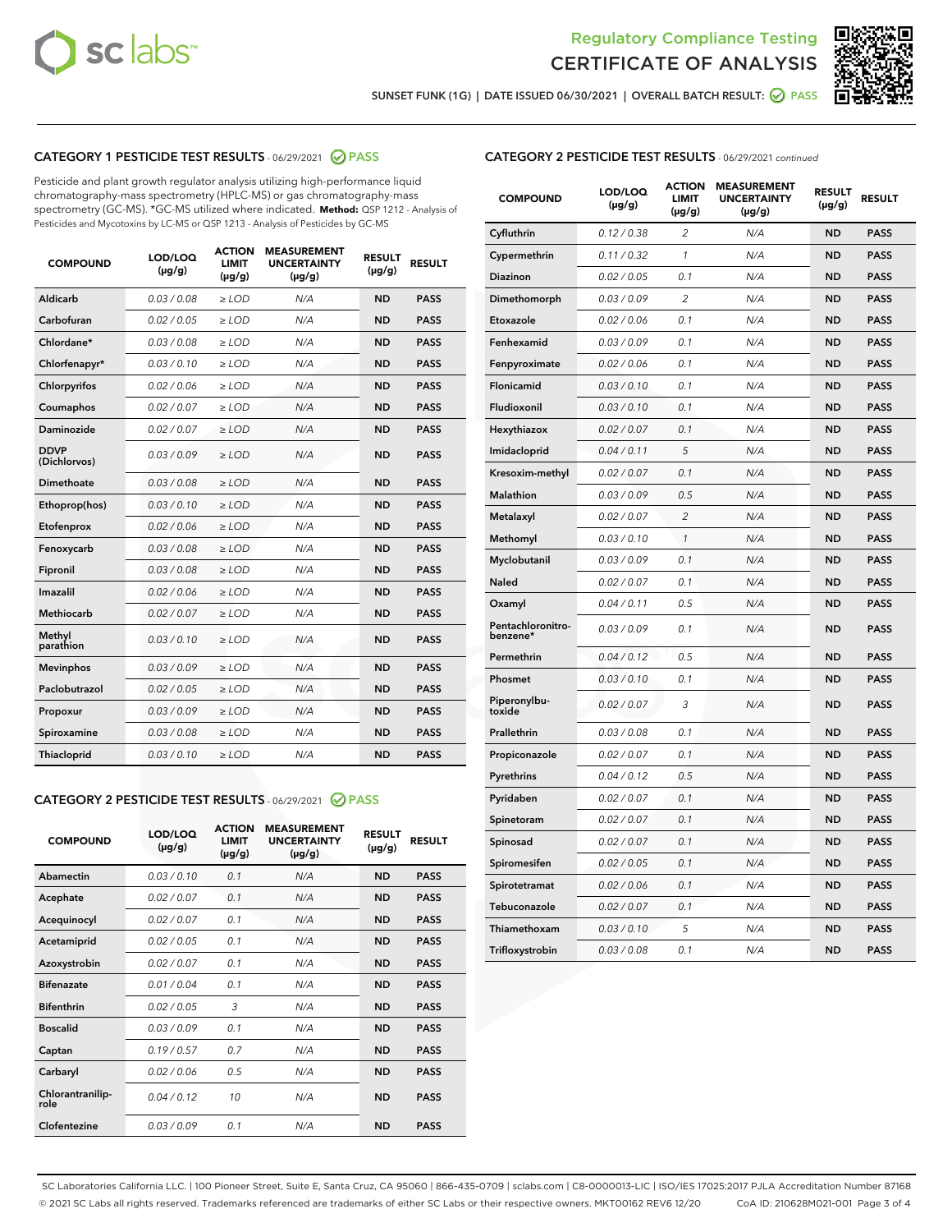# Regulatory Compliance Testing
# CERTIFICATE OF ANALYSIS

SUNSET FUNK (1G) | DATE ISSUED 06/30/2021 | OVERALL BATCH RESULT: PASS

## CATEGORY 1 PESTICIDE TEST RESULTS - 06/29/2021 PASS

Pesticide and plant growth regulator analysis utilizing high-performance liquid chromatography-mass spectrometry (HPLC-MS) or gas chromatography-mass spectrometry (GC-MS). *GC-MS utilized where indicated. **Method:** QSP 1212 - Analysis of Pesticides and Mycotoxins by LC-MS or QSP 1213 - Analysis of Pesticides by GC-MS

| COMPOUND | LOD/LOQ (µg/g) | ACTION LIMIT (µg/g) | MEASUREMENT UNCERTAINTY (µg/g) | RESULT (µg/g) | RESULT |
|---|---|---|---|---|---|
| Aldicarb | 0.03 / 0.08 | ≥ LOD | N/A | ND | PASS |
| Carbofuran | 0.02 / 0.05 | ≥ LOD | N/A | ND | PASS |
| Chlordane* | 0.03 / 0.08 | ≥ LOD | N/A | ND | PASS |
| Chlorfenapyr* | 0.03 / 0.10 | ≥ LOD | N/A | ND | PASS |
| Chlorpyrifos | 0.02 / 0.06 | ≥ LOD | N/A | ND | PASS |
| Coumaphos | 0.02 / 0.07 | ≥ LOD | N/A | ND | PASS |
| Daminozide | 0.02 / 0.07 | ≥ LOD | N/A | ND | PASS |
| DDVP (Dichlorvos) | 0.03 / 0.09 | ≥ LOD | N/A | ND | PASS |
| Dimethoate | 0.03 / 0.08 | ≥ LOD | N/A | ND | PASS |
| Ethoprop(hos) | 0.03 / 0.10 | ≥ LOD | N/A | ND | PASS |
| Etofenprox | 0.02 / 0.06 | ≥ LOD | N/A | ND | PASS |
| Fenoxycarb | 0.03 / 0.08 | ≥ LOD | N/A | ND | PASS |
| Fipronil | 0.03 / 0.08 | ≥ LOD | N/A | ND | PASS |
| Imazalil | 0.02 / 0.06 | ≥ LOD | N/A | ND | PASS |
| Methiocarb | 0.02 / 0.07 | ≥ LOD | N/A | ND | PASS |
| Methyl parathion | 0.03 / 0.10 | ≥ LOD | N/A | ND | PASS |
| Mevinphos | 0.03 / 0.09 | ≥ LOD | N/A | ND | PASS |
| Paclobutrazol | 0.02 / 0.05 | ≥ LOD | N/A | ND | PASS |
| Propoxur | 0.03 / 0.09 | ≥ LOD | N/A | ND | PASS |
| Spiroxamine | 0.03 / 0.08 | ≥ LOD | N/A | ND | PASS |
| Thiacloprid | 0.03 / 0.10 | ≥ LOD | N/A | ND | PASS |

## CATEGORY 2 PESTICIDE TEST RESULTS - 06/29/2021 PASS

| COMPOUND | LOD/LOQ (µg/g) | ACTION LIMIT (µg/g) | MEASUREMENT UNCERTAINTY (µg/g) | RESULT (µg/g) | RESULT |
|---|---|---|---|---|---|
| Abamectin | 0.03 / 0.10 | 0.1 | N/A | ND | PASS |
| Acephate | 0.02 / 0.07 | 0.1 | N/A | ND | PASS |
| Acequinocyl | 0.02 / 0.07 | 0.1 | N/A | ND | PASS |
| Acetamiprid | 0.02 / 0.05 | 0.1 | N/A | ND | PASS |
| Azoxystrobin | 0.02 / 0.07 | 0.1 | N/A | ND | PASS |
| Bifenazate | 0.01 / 0.04 | 0.1 | N/A | ND | PASS |
| Bifenthrin | 0.02 / 0.05 | 3 | N/A | ND | PASS |
| Boscalid | 0.03 / 0.09 | 0.1 | N/A | ND | PASS |
| Captan | 0.19 / 0.57 | 0.7 | N/A | ND | PASS |
| Carbaryl | 0.02 / 0.06 | 0.5 | N/A | ND | PASS |
| Chlorantraniliprole | 0.04 / 0.12 | 10 | N/A | ND | PASS |
| Clofentezine | 0.03 / 0.09 | 0.1 | N/A | ND | PASS |
| Cyfluthrin | 0.12 / 0.38 | 2 | N/A | ND | PASS |
| Cypermethrin | 0.11 / 0.32 | 1 | N/A | ND | PASS |
| Diazinon | 0.02 / 0.05 | 0.1 | N/A | ND | PASS |
| Dimethomorph | 0.03 / 0.09 | 2 | N/A | ND | PASS |
| Etoxazole | 0.02 / 0.06 | 0.1 | N/A | ND | PASS |
| Fenhexamid | 0.03 / 0.09 | 0.1 | N/A | ND | PASS |
| Fenpyroximate | 0.02 / 0.06 | 0.1 | N/A | ND | PASS |
| Flonicamid | 0.03 / 0.10 | 0.1 | N/A | ND | PASS |
| Fludioxonil | 0.03 / 0.10 | 0.1 | N/A | ND | PASS |
| Hexythiazox | 0.02 / 0.07 | 0.1 | N/A | ND | PASS |
| Imidacloprid | 0.04 / 0.11 | 5 | N/A | ND | PASS |
| Kresoxim-methyl | 0.02 / 0.07 | 0.1 | N/A | ND | PASS |
| Malathion | 0.03 / 0.09 | 0.5 | N/A | ND | PASS |
| Metalaxyl | 0.02 / 0.07 | 2 | N/A | ND | PASS |
| Methomyl | 0.03 / 0.10 | 1 | N/A | ND | PASS |
| Myclobutanil | 0.03 / 0.09 | 0.1 | N/A | ND | PASS |
| Naled | 0.02 / 0.07 | 0.1 | N/A | ND | PASS |
| Oxamyl | 0.04 / 0.11 | 0.5 | N/A | ND | PASS |
| Pentachloronitrobenzene* | 0.03 / 0.09 | 0.1 | N/A | ND | PASS |
| Permethrin | 0.04 / 0.12 | 0.5 | N/A | ND | PASS |
| Phosmet | 0.03 / 0.10 | 0.1 | N/A | ND | PASS |
| Piperonylbutoxide | 0.02 / 0.07 | 3 | N/A | ND | PASS |
| Prallethrin | 0.03 / 0.08 | 0.1 | N/A | ND | PASS |
| Propiconazole | 0.02 / 0.07 | 0.1 | N/A | ND | PASS |
| Pyrethrins | 0.04 / 0.12 | 0.5 | N/A | ND | PASS |
| Pyridaben | 0.02 / 0.07 | 0.1 | N/A | ND | PASS |
| Spinetoram | 0.02 / 0.07 | 0.1 | N/A | ND | PASS |
| Spinosad | 0.02 / 0.07 | 0.1 | N/A | ND | PASS |
| Spiromesifen | 0.02 / 0.05 | 0.1 | N/A | ND | PASS |
| Spirotetramat | 0.02 / 0.06 | 0.1 | N/A | ND | PASS |
| Tebuconazole | 0.02 / 0.07 | 0.1 | N/A | ND | PASS |
| Thiamethoxam | 0.03 / 0.10 | 5 | N/A | ND | PASS |
| Trifloxystrobin | 0.03 / 0.08 | 0.1 | N/A | ND | PASS |

SC Laboratories California LLC. | 100 Pioneer Street, Suite E, Santa Cruz, CA 95060 | 866-435-0709 | sclabs.com | C8-0000013-LIC | ISO/IES 17025:2017 PJLA Accreditation Number 87168
© 2021 SC Labs all rights reserved. Trademarks referenced are trademarks of either SC Labs or their respective owners. MKT00162 REV6 12/20 CoA ID: 210628M021-001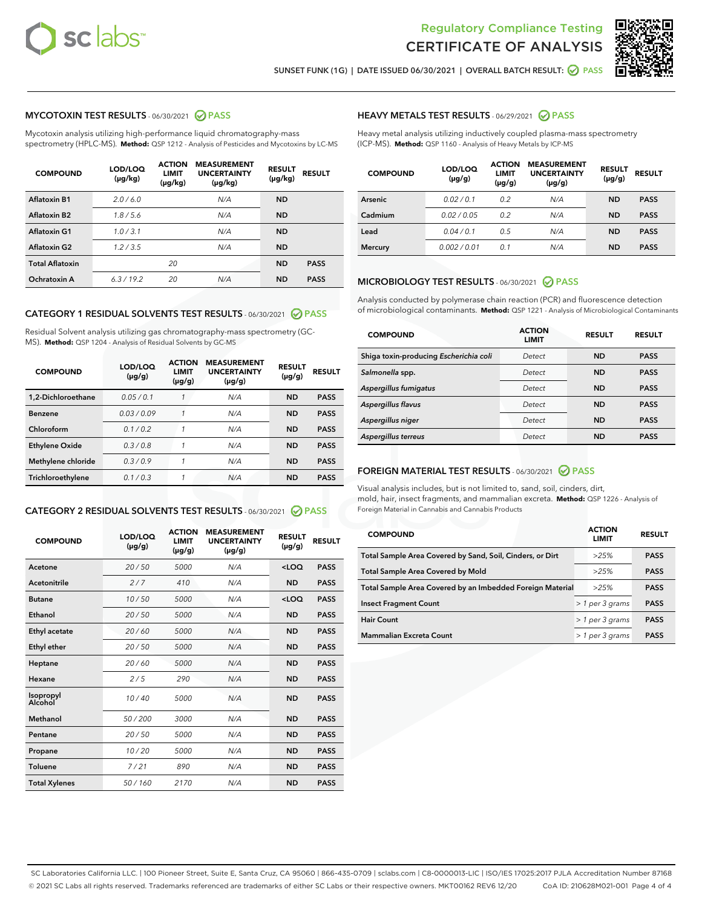Regulatory Compliance Testing

# CERTIFICATE OF ANALYSIS

SUNSET FUNK (1G) | DATE ISSUED 06/30/2021 | OVERALL BATCH RESULT: PASS

## MYCOTOXIN TEST RESULTS - 06/30/2021 PASS

Mycotoxin analysis utilizing high-performance liquid chromatography-mass spectrometry (HPLC-MS). **Method:** QSP 1212 - Analysis of Pesticides and Mycotoxins by LC-MS

| COMPOUND | LOD/LOQ (µg/kg) | ACTION LIMIT (µg/kg) | MEASUREMENT UNCERTAINTY (µg/kg) | RESULT (µg/kg) | RESULT |
|---|---|---|---|---|---|
| Aflatoxin B1 | 2.0 / 6.0 | | N/A | ND | |
| Aflatoxin B2 | 1.8 / 5.6 | | N/A | ND | |
| Aflatoxin G1 | 1.0 / 3.1 | | N/A | ND | |
| Aflatoxin G2 | 1.2 / 3.5 | | N/A | ND | |
| Total Aflatoxin | | 20 | | ND | PASS |
| Ochratoxin A | 6.3 / 19.2 | 20 | N/A | ND | PASS |

## CATEGORY 1 RESIDUAL SOLVENTS TEST RESULTS - 06/30/2021 PASS

Residual Solvent analysis utilizing gas chromatography-mass spectrometry (GC-MS). **Method:** QSP 1204 - Analysis of Residual Solvents by GC-MS

| COMPOUND | LOD/LOQ (µg/g) | ACTION LIMIT (µg/g) | MEASUREMENT UNCERTAINTY (µg/g) | RESULT (µg/g) | RESULT |
|---|---|---|---|---|---|
| 1,2-Dichloroethane | 0.05 / 0.1 | 1 | N/A | ND | PASS |
| Benzene | 0.03 / 0.09 | 1 | N/A | ND | PASS |
| Chloroform | 0.1 / 0.2 | 1 | N/A | ND | PASS |
| Ethylene Oxide | 0.3 / 0.8 | 1 | N/A | ND | PASS |
| Methylene chloride | 0.3 / 0.9 | 1 | N/A | ND | PASS |
| Trichloroethylene | 0.1 / 0.3 | 1 | N/A | ND | PASS |

## CATEGORY 2 RESIDUAL SOLVENTS TEST RESULTS - 06/30/2021 PASS

| COMPOUND | LOD/LOQ (µg/g) | ACTION LIMIT (µg/g) | MEASUREMENT UNCERTAINTY (µg/g) | RESULT (µg/g) | RESULT |
|---|---|---|---|---|---|
| Acetone | 20 / 50 | 5000 | N/A | <LOQ | PASS |
| Acetonitrile | 2 / 7 | 410 | N/A | ND | PASS |
| Butane | 10 / 50 | 5000 | N/A | <LOQ | PASS |
| Ethanol | 20 / 50 | 5000 | N/A | ND | PASS |
| Ethyl acetate | 20 / 60 | 5000 | N/A | ND | PASS |
| Ethyl ether | 20 / 50 | 5000 | N/A | ND | PASS |
| Heptane | 20 / 60 | 5000 | N/A | ND | PASS |
| Hexane | 2 / 5 | 290 | N/A | ND | PASS |
| Isopropyl Alcohol | 10 / 40 | 5000 | N/A | ND | PASS |
| Methanol | 50 / 200 | 3000 | N/A | ND | PASS |
| Pentane | 20 / 50 | 5000 | N/A | ND | PASS |
| Propane | 10 / 20 | 5000 | N/A | ND | PASS |
| Toluene | 7 / 21 | 890 | N/A | ND | PASS |
| Total Xylenes | 50 / 160 | 2170 | N/A | ND | PASS |

## HEAVY METALS TEST RESULTS - 06/29/2021 PASS

Heavy metal analysis utilizing inductively coupled plasma-mass spectrometry (ICP-MS). **Method:** QSP 1160 - Analysis of Heavy Metals by ICP-MS

| COMPOUND | LOD/LOQ (µg/g) | ACTION LIMIT (µg/g) | MEASUREMENT UNCERTAINTY (µg/g) | RESULT (µg/g) | RESULT |
|---|---|---|---|---|---|
| Arsenic | 0.02 / 0.1 | 0.2 | N/A | ND | PASS |
| Cadmium | 0.02 / 0.05 | 0.2 | N/A | ND | PASS |
| Lead | 0.04 / 0.1 | 0.5 | N/A | ND | PASS |
| Mercury | 0.002 / 0.01 | 0.1 | N/A | ND | PASS |

## MICROBIOLOGY TEST RESULTS - 06/30/2021 PASS

Analysis conducted by polymerase chain reaction (PCR) and fluorescence detection of microbiological contaminants. **Method:** QSP 1221 - Analysis of Microbiological Contaminants

| COMPOUND | ACTION LIMIT | RESULT | RESULT |
|---|---|---|---|
| Shiga toxin-producing *Escherichia coli* | Detect | ND | PASS |
| *Salmonella* spp. | Detect | ND | PASS |
| *Aspergillus fumigatus* | Detect | ND | PASS |
| *Aspergillus flavus* | Detect | ND | PASS |
| *Aspergillus niger* | Detect | ND | PASS |
| *Aspergillus terreus* | Detect | ND | PASS |

## FOREIGN MATERIAL TEST RESULTS - 06/30/2021 PASS

Visual analysis includes, but is not limited to, sand, soil, cinders, dirt, mold, hair, insect fragments, and mammalian excreta. **Method:** QSP 1226 - Analysis of Foreign Material in Cannabis and Cannabis Products

| COMPOUND | ACTION LIMIT | RESULT |
|---|---|---|
| Total Sample Area Covered by Sand, Soil, Cinders, or Dirt | >25% | PASS |
| Total Sample Area Covered by Mold | >25% | PASS |
| Total Sample Area Covered by an Imbedded Foreign Material | >25% | PASS |
| Insect Fragment Count | > 1 per 3 grams | PASS |
| Hair Count | > 1 per 3 grams | PASS |
| Mammalian Excreta Count | > 1 per 3 grams | PASS |

SC Laboratories California LLC. | 100 Pioneer Street, Suite E, Santa Cruz, CA 95060 | 866-435-0709 | sclabs.com | C8-0000013-LIC | ISO/IES 17025:2017 PJLA Accreditation Number 87168
© 2021 SC Labs all rights reserved. Trademarks referenced are trademarks of either SC Labs or their respective owners. MKT00162 REV6 12/20 CoA ID: 210628M021-001